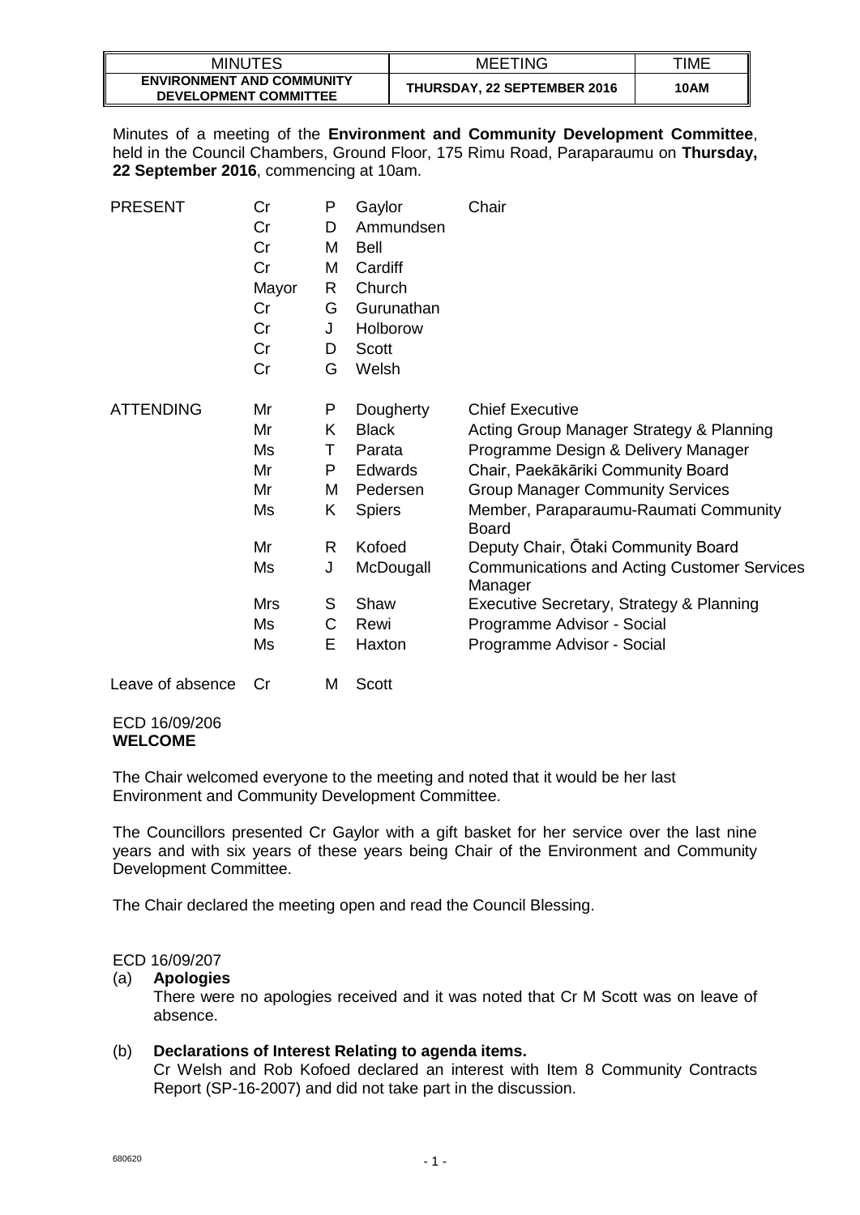| MINUTES | MEETING | TIME |
|---|---|---|
| **ENVIRONMENT AND COMMUNITY DEVELOPMENT COMMITTEE** | **THURSDAY, 22 SEPTEMBER 2016** | **10AM** |

Minutes of a meeting of the **Environment and Community Development Committee**, held in the Council Chambers, Ground Floor, 175 Rimu Road, Paraparaumu on **Thursday, 22 September 2016**, commencing at 10am.

| | | | | |
|---|---|---|---|---|
| PRESENT | Cr | P | Gaylor | Chair |
| | Cr | D | Ammundsen | |
| | Cr | M | Bell | |
| | Cr | M | Cardiff | |
| | Mayor | R | Church | |
| | Cr | G | Gurunathan | |
| | Cr | J | Holborow | |
| | Cr | D | Scott | |
| | Cr | G | Welsh | |
| ATTENDING | Mr | P | Dougherty | Chief Executive |
| | Mr | K | Black | Acting Group Manager Strategy & Planning |
| | Ms | T | Parata | Programme Design & Delivery Manager |
| | Mr | P | Edwards | Chair, Paekākāriki Community Board |
| | Mr | M | Pedersen | Group Manager Community Services |
| | Ms | K | Spiers | Member, Paraparaumu-Raumati Community Board |
| | Mr | R | Kofoed | Deputy Chair, Ōtaki Community Board |
| | Ms | J | McDougall | Communications and Acting Customer Services Manager |
| | Mrs | S | Shaw | Executive Secretary, Strategy & Planning |
| | Ms | C | Rewi | Programme Advisor - Social |
| | Ms | E | Haxton | Programme Advisor - Social |
| Leave of absence | Cr | M | Scott | |

ECD 16/09/206
**WELCOME**

The Chair welcomed everyone to the meeting and noted that it would be her last Environment and Community Development Committee.

The Councillors presented Cr Gaylor with a gift basket for her service over the last nine years and with six years of these years being Chair of the Environment and Community Development Committee.

The Chair declared the meeting open and read the Council Blessing.

ECD 16/09/207

(a) **Apologies**
There were no apologies received and it was noted that Cr M Scott was on leave of absence.

(b) **Declarations of Interest Relating to agenda items.**
Cr Welsh and Rob Kofoed declared an interest with Item 8 Community Contracts Report (SP-16-2007) and did not take part in the discussion.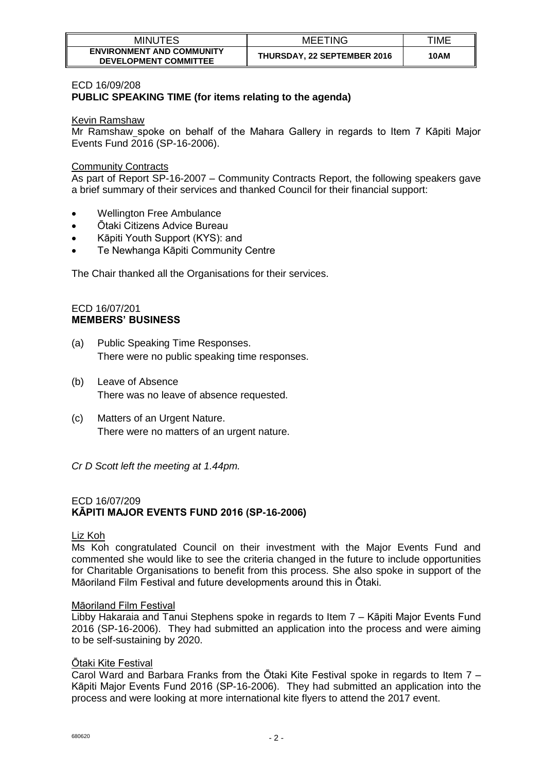ECD 16/09/208
**PUBLIC SPEAKING TIME (for items relating to the agenda)**

Kevin Ramshaw
Mr Ramshaw spoke on behalf of the Mahara Gallery in regards to Item 7 Kāpiti Major Events Fund 2016 (SP-16-2006).

Community Contracts
As part of Report SP-16-2007 – Community Contracts Report, the following speakers gave a brief summary of their services and thanked Council for their financial support:

- Wellington Free Ambulance
- Ōtaki Citizens Advice Bureau
- Kāpiti Youth Support (KYS): and
- Te Newhanga Kāpiti Community Centre

The Chair thanked all the Organisations for their services.

ECD 16/07/201
**MEMBERS' BUSINESS**

(a) Public Speaking Time Responses.
There were no public speaking time responses.

(b) Leave of Absence
There was no leave of absence requested.

(c) Matters of an Urgent Nature.
There were no matters of an urgent nature.

*Cr D Scott left the meeting at 1.44pm.*

ECD 16/07/209
**KĀPITI MAJOR EVENTS FUND 2016 (SP-16-2006)**

Liz Koh
Ms Koh congratulated Council on their investment with the Major Events Fund and commented she would like to see the criteria changed in the future to include opportunities for Charitable Organisations to benefit from this process. She also spoke in support of the Māoriland Film Festival and future developments around this in Ōtaki.

Māoriland Film Festival
Libby Hakaraia and Tanui Stephens spoke in regards to Item 7 – Kāpiti Major Events Fund 2016 (SP-16-2006). They had submitted an application into the process and were aiming to be self-sustaining by 2020.

Ōtaki Kite Festival
Carol Ward and Barbara Franks from the Ōtaki Kite Festival spoke in regards to Item 7 – Kāpiti Major Events Fund 2016 (SP-16-2006). They had submitted an application into the process and were looking at more international kite flyers to attend the 2017 event.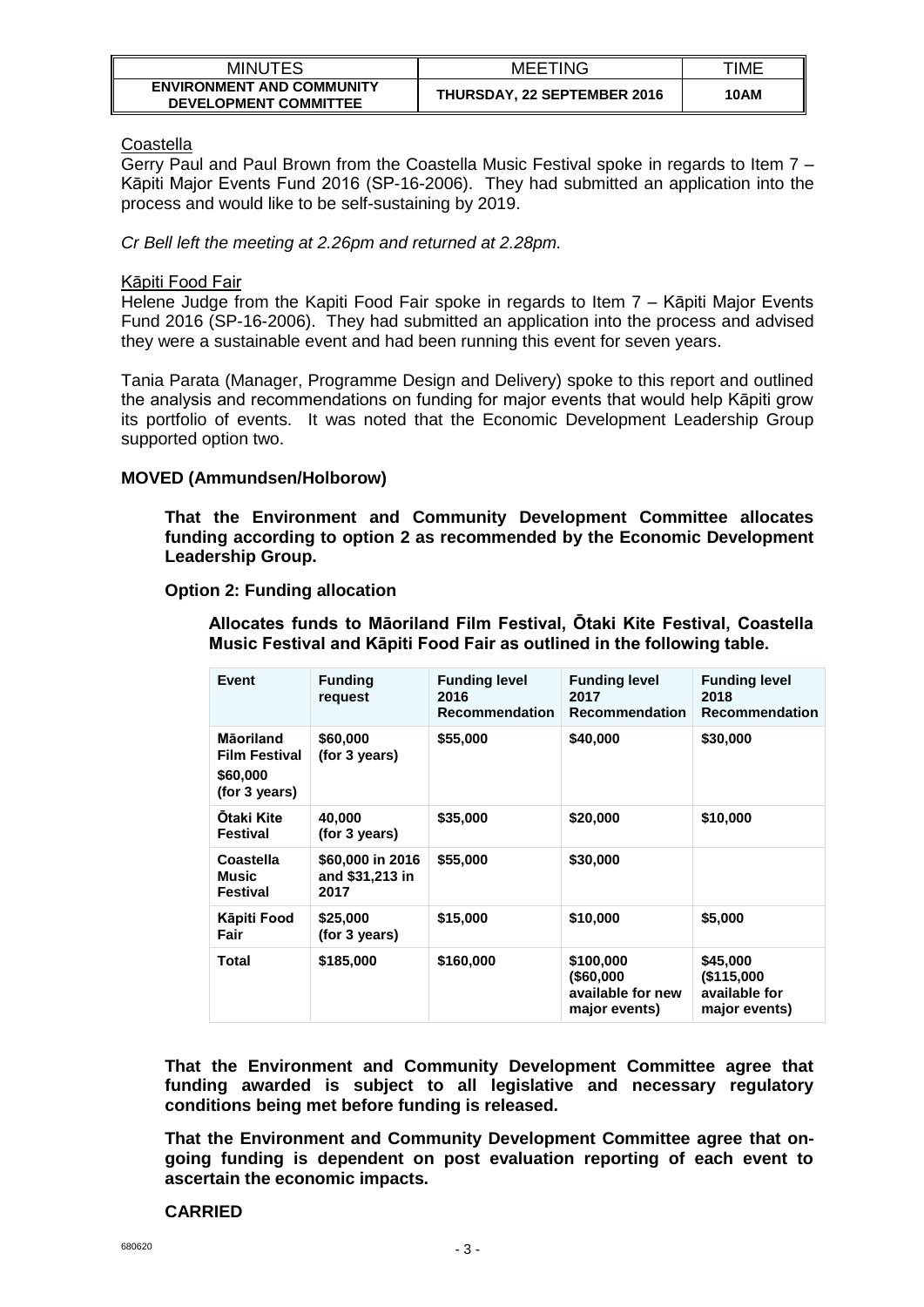Coastella

Gerry Paul and Paul Brown from the Coastella Music Festival spoke in regards to Item 7 – Kāpiti Major Events Fund 2016 (SP-16-2006). They had submitted an application into the process and would like to be self-sustaining by 2019.

*Cr Bell left the meeting at 2.26pm and returned at 2.28pm.*

Kāpiti Food Fair

Helene Judge from the Kapiti Food Fair spoke in regards to Item 7 – Kāpiti Major Events Fund 2016 (SP-16-2006). They had submitted an application into the process and advised they were a sustainable event and had been running this event for seven years.

Tania Parata (Manager, Programme Design and Delivery) spoke to this report and outlined the analysis and recommendations on funding for major events that would help Kāpiti grow its portfolio of events. It was noted that the Economic Development Leadership Group supported option two.

**MOVED (Ammundsen/Holborow)**

**That the Environment and Community Development Committee allocates funding according to option 2 as recommended by the Economic Development Leadership Group.**

**Option 2: Funding allocation**

**Allocates funds to Māoriland Film Festival, Ōtaki Kite Festival, Coastella Music Festival and Kāpiti Food Fair as outlined in the following table.**

| Event | Funding request | Funding level 2016 Recommendation | Funding level 2017 Recommendation | Funding level 2018 Recommendation |
|---|---|---|---|---|
| Māoriland Film Festival $60,000 (for 3 years) | $60,000 (for 3 years) | $55,000 | $40,000 | $30,000 |
| Ōtaki Kite Festival | 40,000 (for 3 years) | $35,000 | $20,000 | $10,000 |
| Coastella Music Festival | $60,000 in 2016 and $31,213 in 2017 | $55,000 | $30,000 | |
| Kāpiti Food Fair | $25,000 (for 3 years) | $15,000 | $10,000 | $5,000 |
| Total | $185,000 | $160,000 | $100,000 ($60,000 available for new major events) | $45,000 ($115,000 available for major events) |

**That the Environment and Community Development Committee agree that funding awarded is subject to all legislative and necessary regulatory conditions being met before funding is released.**

**That the Environment and Community Development Committee agree that on-going funding is dependent on post evaluation reporting of each event to ascertain the economic impacts.**

**CARRIED**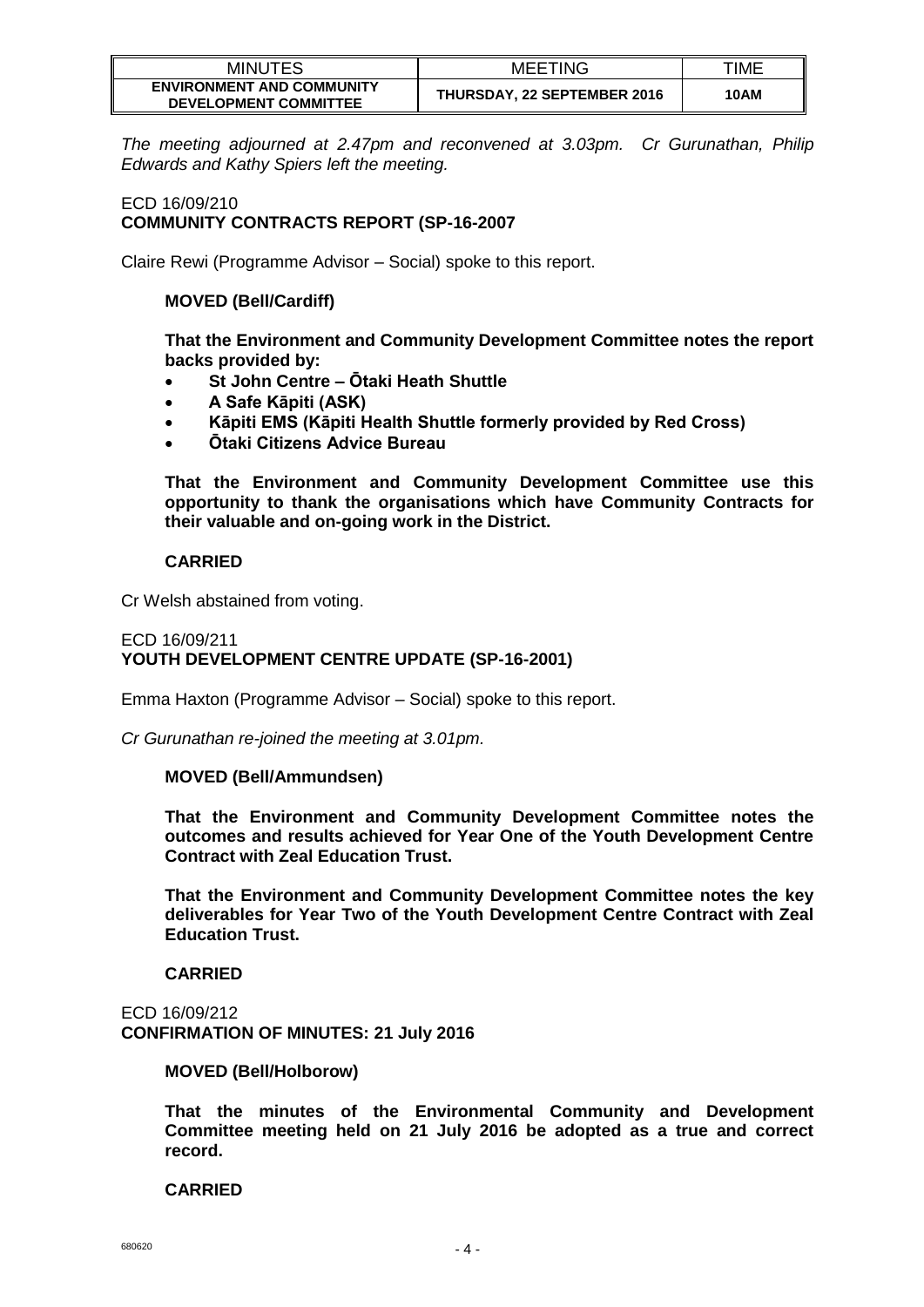*The meeting adjourned at 2.47pm and reconvened at 3.03pm. Cr Gurunathan, Philip Edwards and Kathy Spiers left the meeting.*

ECD 16/09/210
**COMMUNITY CONTRACTS REPORT (SP-16-2007**

Claire Rewi (Programme Advisor – Social) spoke to this report.

**MOVED (Bell/Cardiff)**

**That the Environment and Community Development Committee notes the report backs provided by:**

- **St John Centre – Ōtaki Heath Shuttle**
- **A Safe Kāpiti (ASK)**
- **Kāpiti EMS (Kāpiti Health Shuttle formerly provided by Red Cross)**
- **Ōtaki Citizens Advice Bureau**

**That the Environment and Community Development Committee use this opportunity to thank the organisations which have Community Contracts for their valuable and on-going work in the District.**

**CARRIED**

Cr Welsh abstained from voting.

ECD 16/09/211
**YOUTH DEVELOPMENT CENTRE UPDATE (SP-16-2001)**

Emma Haxton (Programme Advisor – Social) spoke to this report.

*Cr Gurunathan re-joined the meeting at 3.01pm.*

**MOVED (Bell/Ammundsen)**

**That the Environment and Community Development Committee notes the outcomes and results achieved for Year One of the Youth Development Centre Contract with Zeal Education Trust.**

**That the Environment and Community Development Committee notes the key deliverables for Year Two of the Youth Development Centre Contract with Zeal Education Trust.**

**CARRIED**

ECD 16/09/212
**CONFIRMATION OF MINUTES: 21 July 2016**

**MOVED (Bell/Holborow)**

**That the minutes of the Environmental Community and Development Committee meeting held on 21 July 2016 be adopted as a true and correct record.**

**CARRIED**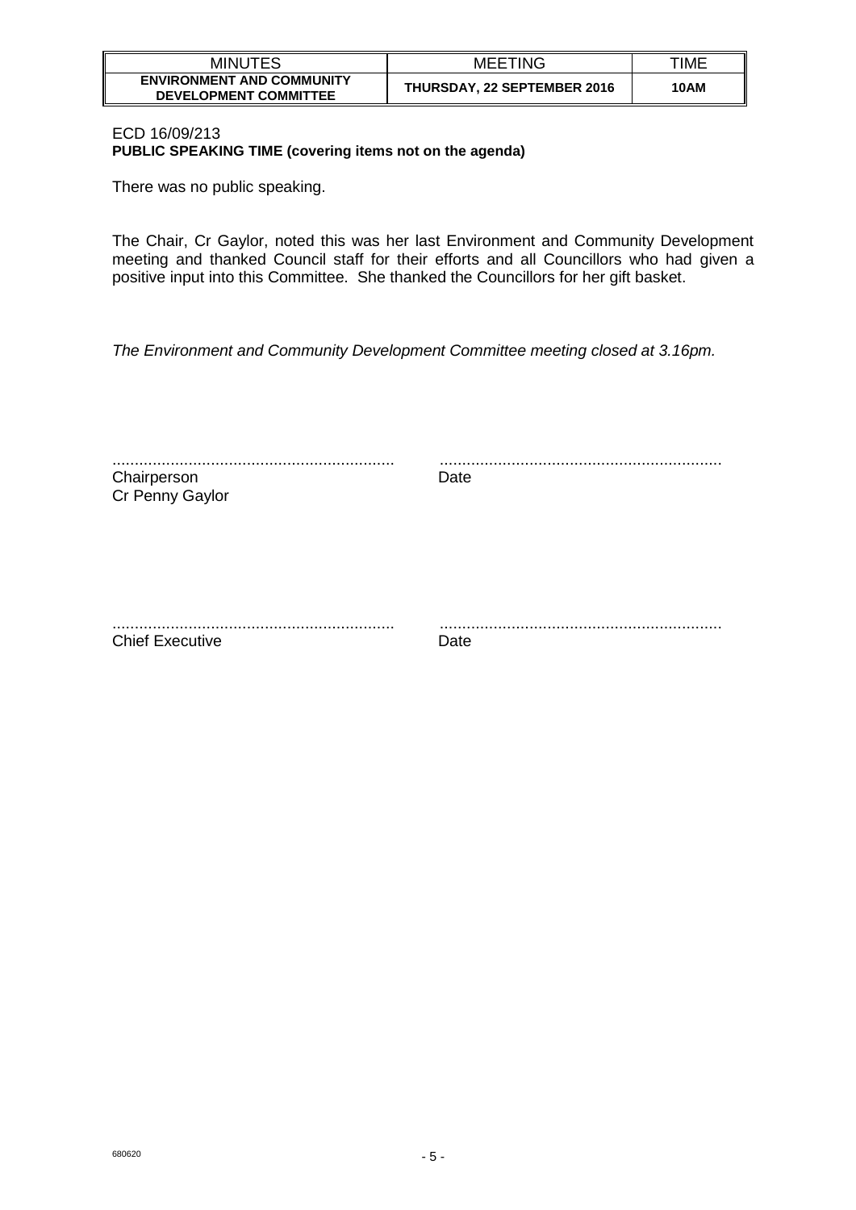ECD 16/09/213
**PUBLIC SPEAKING TIME (covering items not on the agenda)**

There was no public speaking.

The Chair, Cr Gaylor, noted this was her last Environment and Community Development meeting and thanked Council staff for their efforts and all Councillors who had given a positive input into this Committee. She thanked the Councillors for her gift basket.

*The Environment and Community Development Committee meeting closed at 3.16pm.*

| | |
|---|---|
| .............................................................. | .............................................................. |
| Chairperson | Date |
| Cr Penny Gaylor | |

| | |
|---|---|
| .............................................................. | .............................................................. |
| Chief Executive | Date |

680620